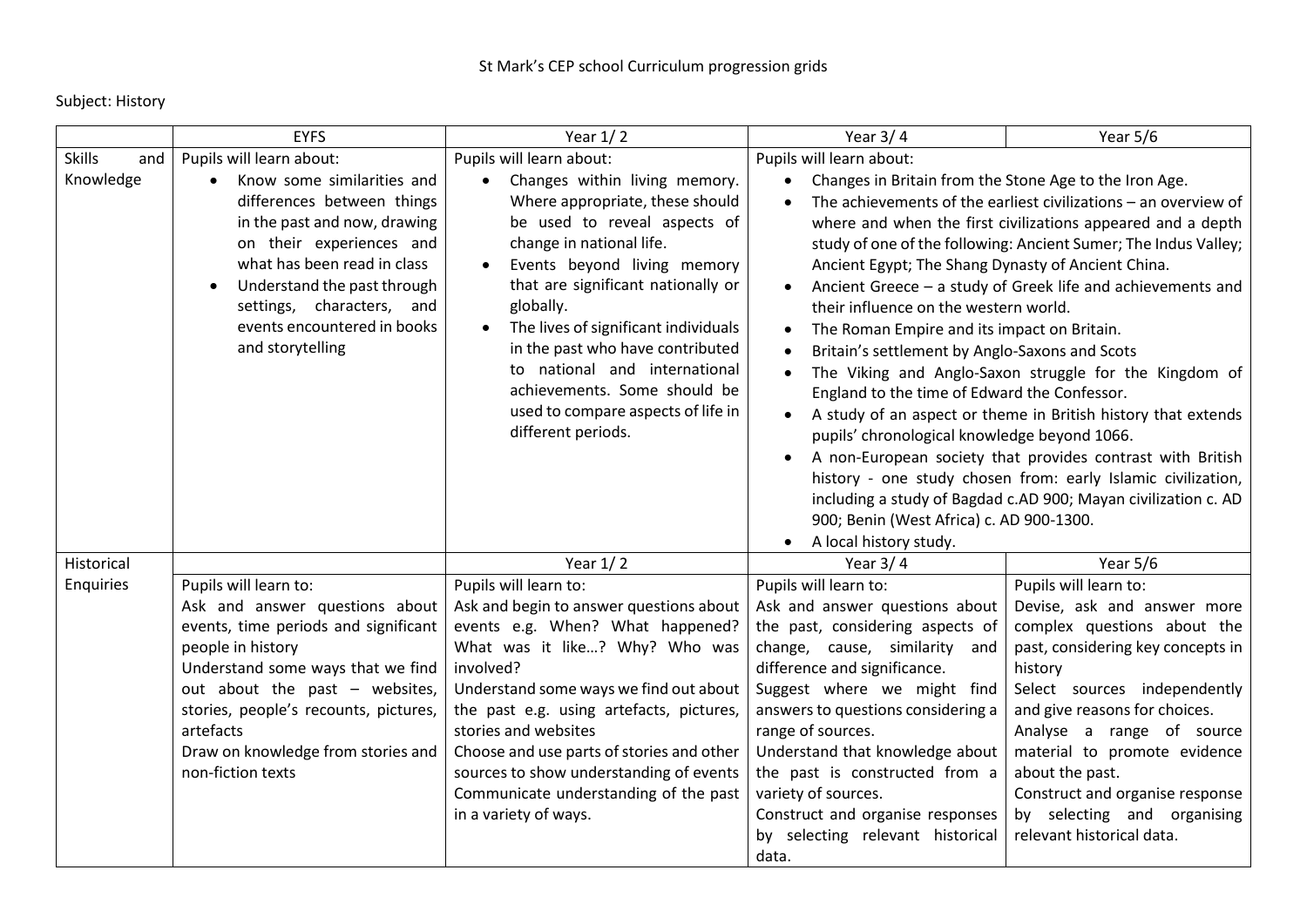St Mark's CEP school Curriculum progression grids

Subject: History

| | EYFS | Year 1/ 2 | Year 3/ 4 | Year 5/6 |
|---|---|---|---|---|
| Skills and Knowledge | Pupils will learn about:<br>• Know some similarities and differences between things in the past and now, drawing on their experiences and what has been read in class<br>• Understand the past through settings, characters, and events encountered in books and storytelling | Pupils will learn about:<br>• Changes within living memory. Where appropriate, these should be used to reveal aspects of change in national life.<br>• Events beyond living memory that are significant nationally or globally.<br>• The lives of significant individuals in the past who have contributed to national and international achievements. Some should be used to compare aspects of life in different periods. | Pupils will learn about:<br>• Changes in Britain from the Stone Age to the Iron Age.<br>• The achievements of the earliest civilizations – an overview of where and when the first civilizations appeared and a depth study of one of the following: Ancient Sumer; The Indus Valley; Ancient Egypt; The Shang Dynasty of Ancient China.<br>• Ancient Greece – a study of Greek life and achievements and their influence on the western world.<br>• The Roman Empire and its impact on Britain.<br>• Britain's settlement by Anglo-Saxons and Scots<br>• The Viking and Anglo-Saxon struggle for the Kingdom of England to the time of Edward the Confessor.<br>• A study of an aspect or theme in British history that extends pupils' chronological knowledge beyond 1066.<br>• A non-European society that provides contrast with British history - one study chosen from: early Islamic civilization, including a study of Bagdad c.AD 900; Mayan civilization c. AD 900; Benin (West Africa) c. AD 900-1300.<br>• A local history study. | |
| Historical Enquiries | | Year 1/ 2 | Year 3/ 4 | Year 5/6 |
| | Pupils will learn to:<br>Ask and answer questions about events, time periods and significant people in history<br>Understand some ways that we find out about the past – websites, stories, people's recounts, pictures, artefacts<br>Draw on knowledge from stories and non-fiction texts | Pupils will learn to:<br>Ask and begin to answer questions about events e.g. When? What happened? What was it like…? Why? Who was involved?<br>Understand some ways we find out about the past e.g. using artefacts, pictures, stories and websites<br>Choose and use parts of stories and other sources to show understanding of events<br>Communicate understanding of the past in a variety of ways. | Pupils will learn to:<br>Ask and answer questions about the past, considering aspects of change, cause, similarity and difference and significance.<br>Suggest where we might find answers to questions considering a range of sources.<br>Understand that knowledge about the past is constructed from a variety of sources.<br>Construct and organise responses by selecting relevant historical data. | Pupils will learn to:<br>Devise, ask and answer more complex questions about the past, considering key concepts in history<br>Select sources independently and give reasons for choices.<br>Analyse a range of source material to promote evidence about the past.<br>Construct and organise response by selecting and organising relevant historical data. |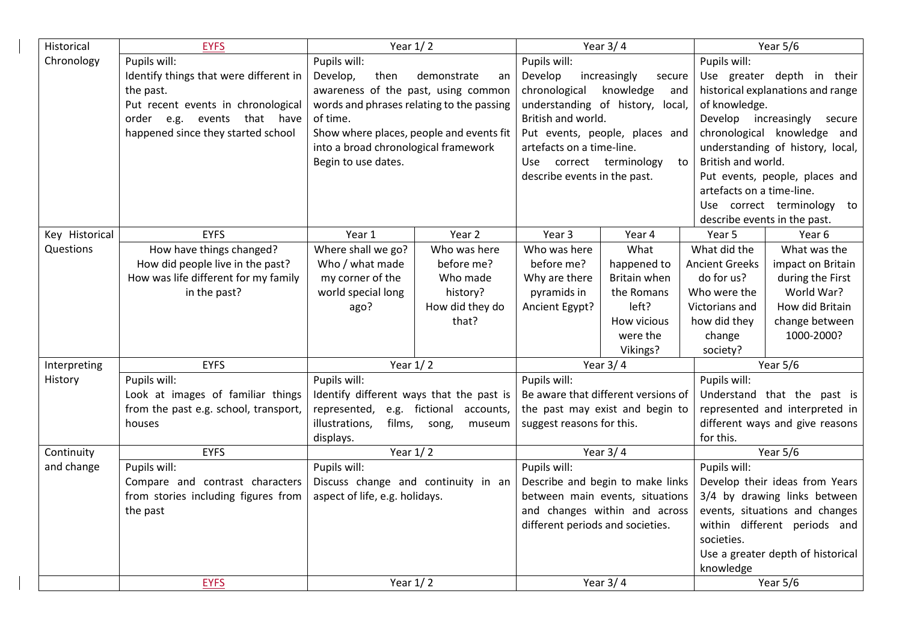| | | | | | | | |
|---|---|---|---|---|---|---|---|
| Historical Chronology | EYFS | Year 1/ 2 | | Year 3/ 4 | | Year 5/6 | |
| | Pupils will:<br>Identify things that were different in the past.<br>Put recent events in chronological order e.g. events that have happened since they started school | Pupils will:<br>Develop, then demonstrate an awareness of the past, using common words and phrases relating to the passing of time.<br>Show where places, people and events fit into a broad chronological framework<br>Begin to use dates. | | Pupils will:<br>Develop increasingly secure chronological knowledge and understanding of history, local, British and world.<br>Put events, people, places and artefacts on a time-line.<br>Use correct terminology to describe events in the past. | | Pupils will:<br>Use greater depth in their historical explanations and range of knowledge.<br>Develop increasingly secure chronological knowledge and understanding of history, local, British and world.<br>Put events, people, places and artefacts on a time-line.<br>Use correct terminology to describe events in the past. | |
| Key Historical Questions | EYFS | Year 1 | Year 2 | Year 3 | Year 4 | Year 5 | Year 6 |
| | How have things changed?<br>How did people live in the past?<br>How was life different for my family in the past? | Where shall we go?<br>Who / what made my corner of the world special long ago? | Who was here before me?<br>Who made history?<br>How did they do that? | Who was here before me?<br>Why are there pyramids in Ancient Egypt? | What happened to Britain when the Romans left?<br>How vicious were the Vikings? | What did the Ancient Greeks do for us?<br>Who were the Victorians and how did they change society? | What was the impact on Britain during the First World War?<br>How did Britain change between 1000-2000? |
| Interpreting History | EYFS | Year 1/ 2 | | Year 3/ 4 | | Year 5/6 | |
| | Pupils will:<br>Look at images of familiar things from the past e.g. school, transport, houses | Pupils will:<br>Identify different ways that the past is represented, e.g. fictional accounts, illustrations, films, song, museum displays. | | Pupils will:<br>Be aware that different versions of the past may exist and begin to suggest reasons for this. | | Pupils will:<br>Understand that the past is represented and interpreted in different ways and give reasons for this. | |
| Continuity and change | EYFS | Year 1/ 2 | | Year 3/ 4 | | Year 5/6 | |
| | Pupils will:<br>Compare and contrast characters from stories including figures from the past | Pupils will:<br>Discuss change and continuity in an aspect of life, e.g. holidays. | | Pupils will:<br>Describe and begin to make links between main events, situations and changes within and across different periods and societies. | | Pupils will:<br>Develop their ideas from Years 3/4 by drawing links between events, situations and changes within different periods and societies.<br>Use a greater depth of historical knowledge | |
| | EYFS | Year 1/ 2 | | Year 3/ 4 | | Year 5/6 | |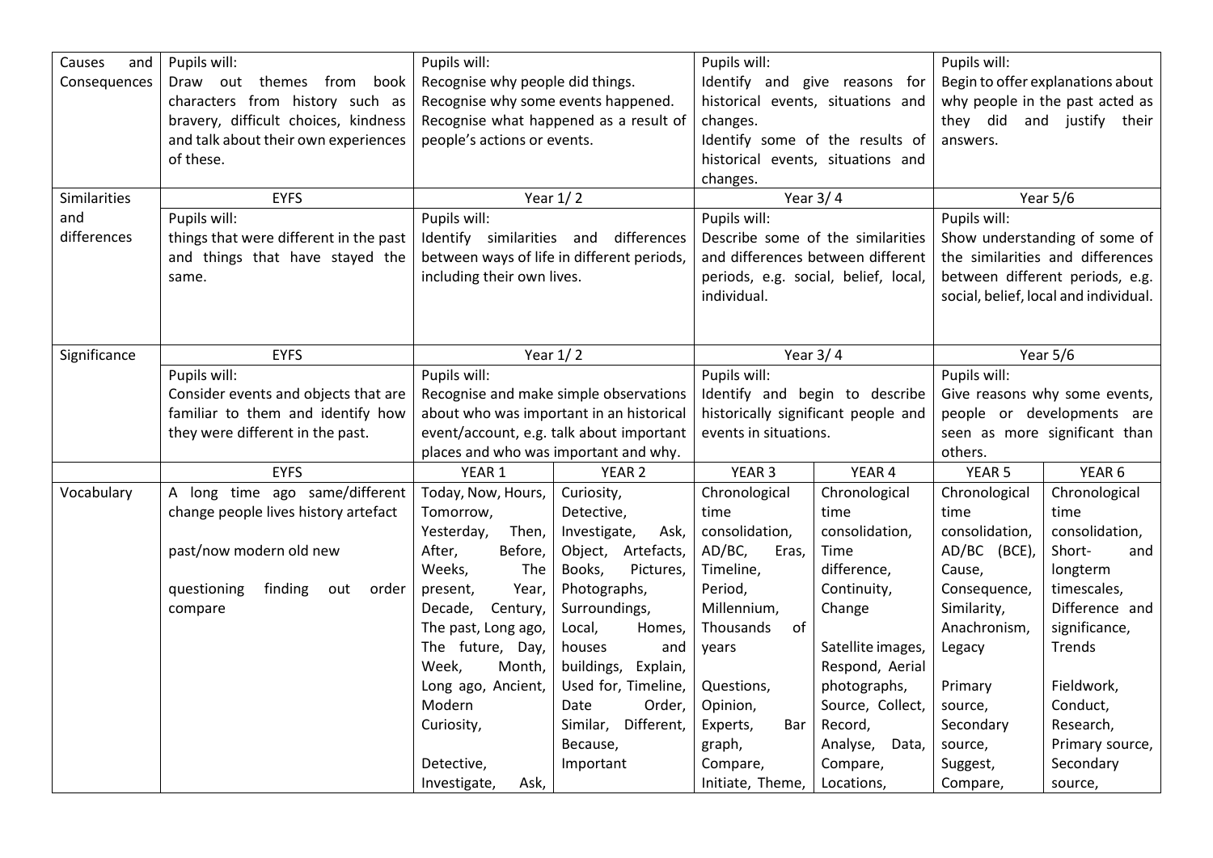| | | | | | | | |
|---|---|---|---|---|---|---|---|
| Causes and Consequences | Pupils will:<br>Draw out themes from book characters from history such as bravery, difficult choices, kindness and talk about their own experiences of these. | Pupils will:<br>Recognise why people did things.<br>Recognise why some events happened.<br>Recognise what happened as a result of people's actions or events. | | Pupils will:<br>Identify and give reasons for historical events, situations and changes.<br>Identify some of the results of historical events, situations and changes. | | Pupils will:<br>Begin to offer explanations about why people in the past acted as they did and justify their answers. | |
| Similarities and differences | EYFS | Year 1/ 2 | | Year 3/ 4 | | Year 5/6 | |
| | Pupils will:<br>things that were different in the past and things that have stayed the same. | Pupils will:<br>Identify similarities and differences between ways of life in different periods, including their own lives. | | Pupils will:<br>Describe some of the similarities and differences between different periods, e.g. social, belief, local, individual. | | Pupils will:<br>Show understanding of some of the similarities and differences between different periods, e.g. social, belief, local and individual. | |
| Significance | EYFS | Year 1/ 2 | | Year 3/ 4 | | Year 5/6 | |
| | Pupils will:<br>Consider events and objects that are familiar to them and identify how they were different in the past. | Pupils will:<br>Recognise and make simple observations about who was important in an historical event/account, e.g. talk about important places and who was important and why. | | Pupils will:<br>Identify and begin to describe historically significant people and events in situations. | | Pupils will:<br>Give reasons why some events, people or developments are seen as more significant than others. | |
| | EYFS | YEAR 1 | YEAR 2 | YEAR 3 | YEAR 4 | YEAR 5 | YEAR 6 |
| Vocabulary | A long time ago same/different change people lives history artefact<br><br>past/now modern old new<br><br>questioning finding out order compare | Today, Now, Hours, Tomorrow, Yesterday, Then, After, Before, Weeks, The present, Year, Decade, Century, The past, Long ago, The future, Day, Week, Month, Long ago, Ancient, Modern<br>Curiosity,<br><br>Detective,<br>Investigate, Ask, | Curiosity, Detective, Investigate, Ask, Object, Artefacts, Books, Pictures, Photographs, Surroundings, Local, Homes, houses and buildings, Explain, Used for, Timeline, Date Order, Similar, Different, Because, Important | Chronological time consolidation, AD/BC, Eras, Timeline, Period, Millennium, Thousands of years<br><br>Questions, Opinion, Experts, Bar graph, Compare, Initiate, Theme, | Chronological time consolidation, Time difference, Continuity, Change<br><br>Satellite images, Respond, Aerial photographs, Source, Collect, Record, Analyse, Data, Compare, Locations, | Chronological time consolidation, AD/BC (BCE), Cause, Consequence, Similarity, Anachronism, Legacy<br><br>Primary source, Secondary source, Suggest, Compare, | Chronological time consolidation, Short- and longterm timescales, Difference and significance, Trends<br><br>Fieldwork, Conduct, Research, Primary source, Secondary source, |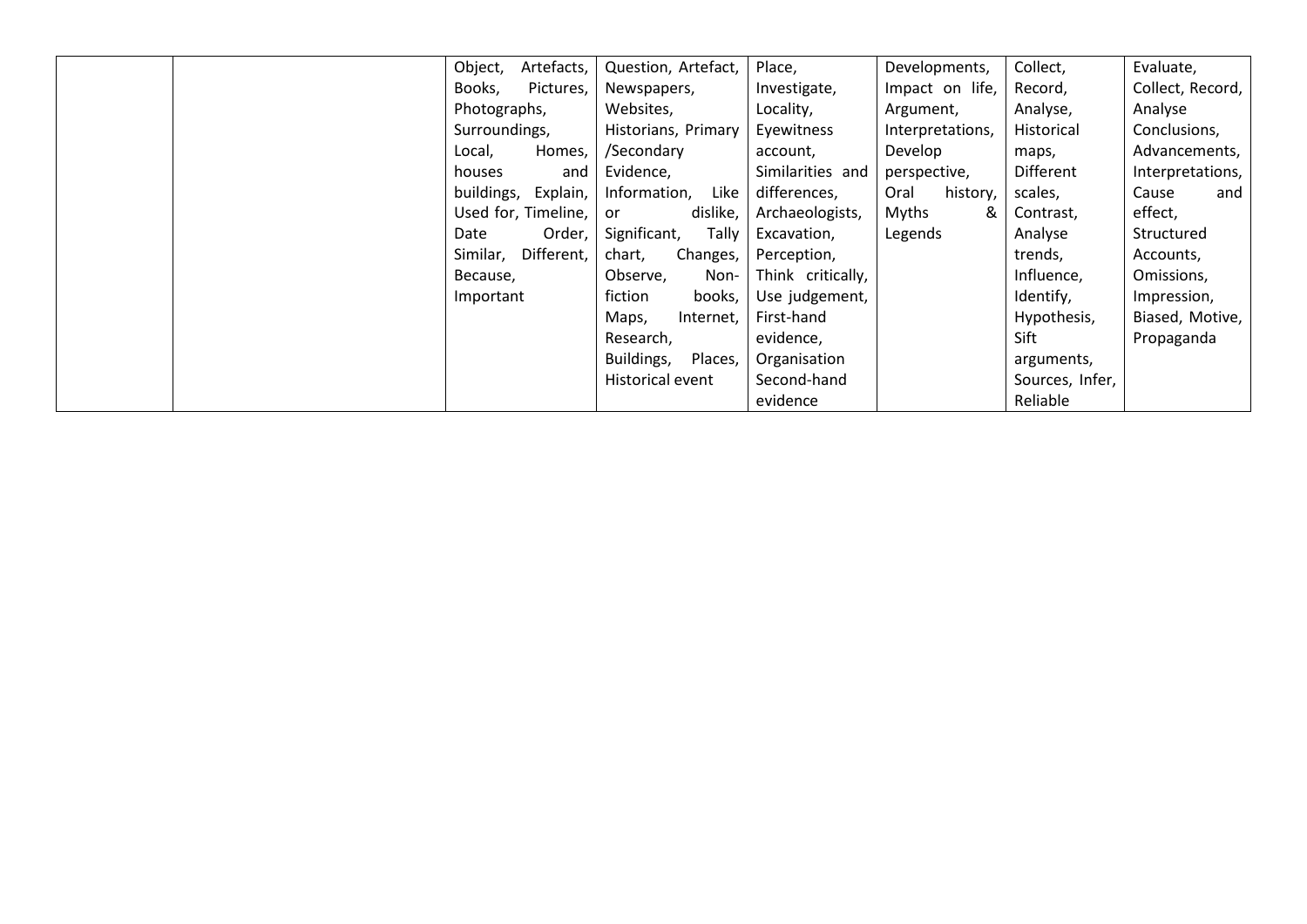| | | | | | | | |
|---|---|---|---|---|---|---|---|
| | | Object, Artefacts, Books, Pictures, Photographs, Surroundings, Local, Homes, houses and buildings, Explain, Used for, Timeline, Date Order, Similar, Different, Because, Important | Question, Artefact, Newspapers, Websites, Historians, Primary /Secondary Evidence, Information, Like or dislike, Significant, Tally chart, Changes, Observe, Non-fiction books, Maps, Internet, Research, Buildings, Places, Historical event | Place, Investigate, Locality, Eyewitness account, Similarities and differences, Archaeologists, Excavation, Perception, Think critically, Use judgement, First-hand evidence, Organisation Second-hand evidence | Developments, Impact on life, Argument, Interpretations, Develop perspective, Oral history, Myths & Legends | Collect, Record, Analyse, Historical maps, Different scales, Contrast, Analyse trends, Influence, Identify, Hypothesis, Sift arguments, Sources, Infer, Reliable | Evaluate, Collect, Record, Analyse Conclusions, Advancements, Interpretations, Cause and effect, Structured Accounts, Omissions, Impression, Biased, Motive, Propaganda |